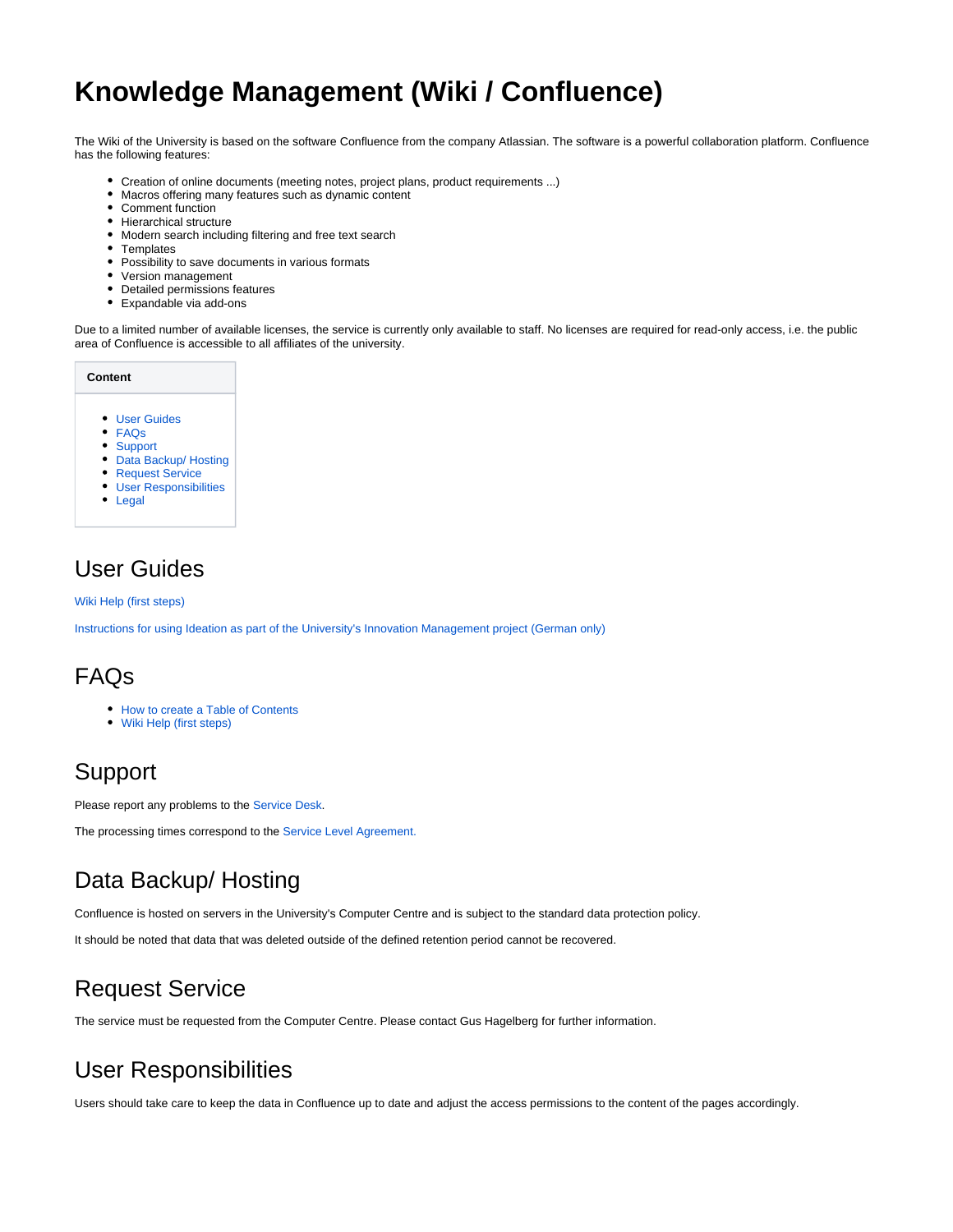# Knowledge Management (Wiki / Confluence)

The Wiki of the University is based on the software Confluence from the company Atlassian. The software is a powerful collaboration platform. Confluence has the following features:

- Creation of online documents (meeting notes, project plans, product requirements ...)
- Macros offering many features such as dynamic content
- Comment function
- Hierarchical structure
- Modern search including filtering and free text search
- Templates
- Possibility to save documents in various formats
- Version management
- Detailed permissions features
- Expandable via add-ons

Due to a limited number of available licenses, the service is currently only available to staff. No licenses are required for read-only access, i.e. the public area of Confluence is accessible to all affiliates of the university.

**Content**

- User Guides
- FAQs
- Support
- Data Backup/ Hosting
- Request Service
- User Responsibilities
- Legal

## User Guides

Wiki Help (first steps)

Instructions for using Ideation as part of the University's Innovation Management project (German only)

## FAQs

- How to create a Table of Contents
- Wiki Help (first steps)

## Support

Please report any problems to the Service Desk.

The processing times correspond to the Service Level Agreement.

## Data Backup/ Hosting

Confluence is hosted on servers in the University's Computer Centre and is subject to the standard data protection policy.

It should be noted that data that was deleted outside of the defined retention period cannot be recovered.

## Request Service

The service must be requested from the Computer Centre. Please contact Gus Hagelberg for further information.

## User Responsibilities

Users should take care to keep the data in Confluence up to date and adjust the access permissions to the content of the pages accordingly.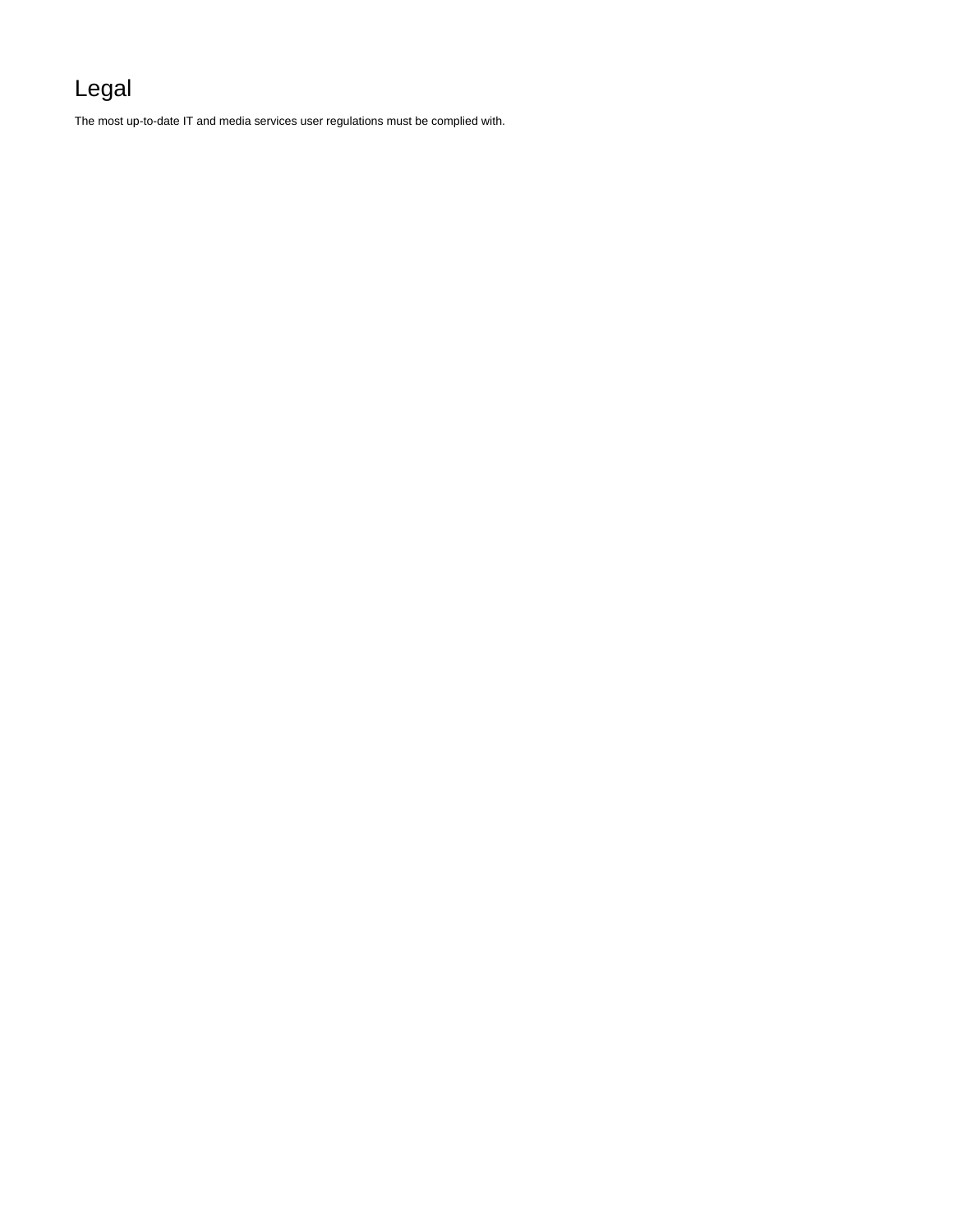# Legal

The most up-to-date IT and media services user regulations must be complied with.